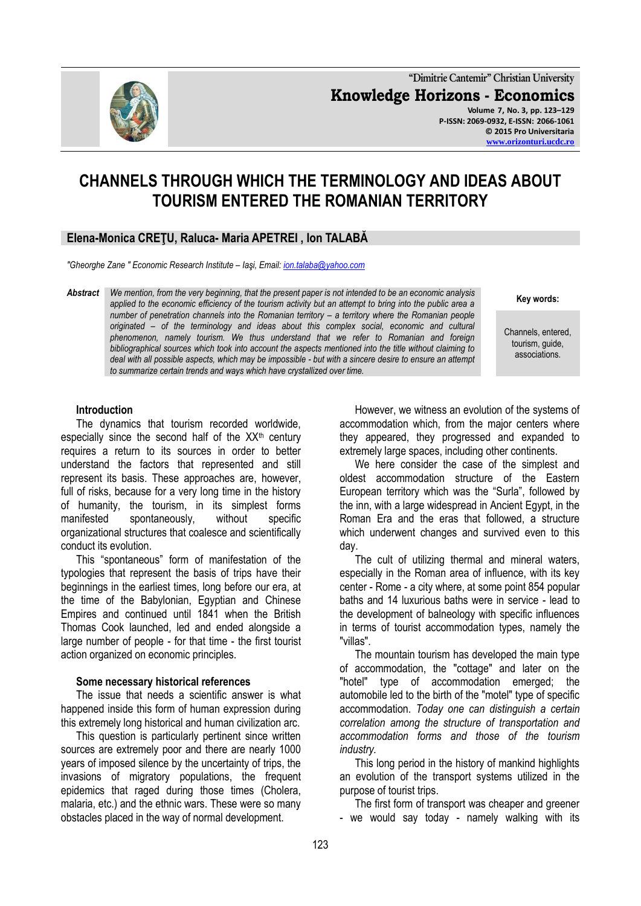# CHANNELS THROUGH WHICH THE TERMINOLOGY AND IDEAS ABOUT TOURISM ENTERED THE ROMANIAN TERRITORY

**Elena-Monica CREŢU, Raluca- Maria APETREI , Ion TALABĂ**

*"Gheorghe Zane " Economic Research Institute – Iaşi, Email: ion.talaba@yahoo.com*

**Abstract** *We mention, from the very beginning, that the present paper is not intended to be an economic analysis applied to the economic efficiency of the tourism activity but an attempt to bring into the public area a number of penetration channels into the Romanian territory – a territory where the Romanian people originated – of the terminology and ideas about this complex social, economic and cultural phenomenon, namely tourism. We thus understand that we refer to Romanian and foreign bibliographical sources which took into account the aspects mentioned into the title without claiming to deal with all possible aspects, which may be impossible - but with a sincere desire to ensure an attempt to summarize certain trends and ways which have crystallized over time.*

**Key words:** Channels, entered, tourism, guide, associations.

## Introduction

The dynamics that tourism recorded worldwide, especially since the second half of the XX[th] century requires a return to its sources in order to better understand the factors that represented and still represent its basis. These approaches are, however, full of risks, because for a very long time in the history of humanity, the tourism, in its simplest forms manifested spontaneously, without specific organizational structures that coalesce and scientifically conduct its evolution.

This "spontaneous" form of manifestation of the typologies that represent the basis of trips have their beginnings in the earliest times, long before our era, at the time of the Babylonian, Egyptian and Chinese Empires and continued until 1841 when the British Thomas Cook launched, led and ended alongside a large number of people - for that time - the first tourist action organized on economic principles.

## Some necessary historical references

The issue that needs a scientific answer is what happened inside this form of human expression during this extremely long historical and human civilization arc.

This question is particularly pertinent since written sources are extremely poor and there are nearly 1000 years of imposed silence by the uncertainty of trips, the invasions of migratory populations, the frequent epidemics that raged during those times (Cholera, malaria, etc.) and the ethnic wars. These were so many obstacles placed in the way of normal development.

However, we witness an evolution of the systems of accommodation which, from the major centers where they appeared, they progressed and expanded to extremely large spaces, including other continents.

We here consider the case of the simplest and oldest accommodation structure of the Eastern European territory which was the "Surla", followed by the inn, with a large widespread in Ancient Egypt, in the Roman Era and the eras that followed, a structure which underwent changes and survived even to this day.

The cult of utilizing thermal and mineral waters, especially in the Roman area of influence, with its key center - Rome - a city where, at some point 854 popular baths and 14 luxurious baths were in service - lead to the development of balneology with specific influences in terms of tourist accommodation types, namely the "villas".

The mountain tourism has developed the main type of accommodation, the "cottage" and later on the "hotel" type of accommodation emerged; the automobile led to the birth of the "motel" type of specific accommodation. *Today one can distinguish a certain correlation among the structure of transportation and accommodation forms and those of the tourism industry.*

This long period in the history of mankind highlights an evolution of the transport systems utilized in the purpose of tourist trips.

The first form of transport was cheaper and greener - we would say today - namely walking with its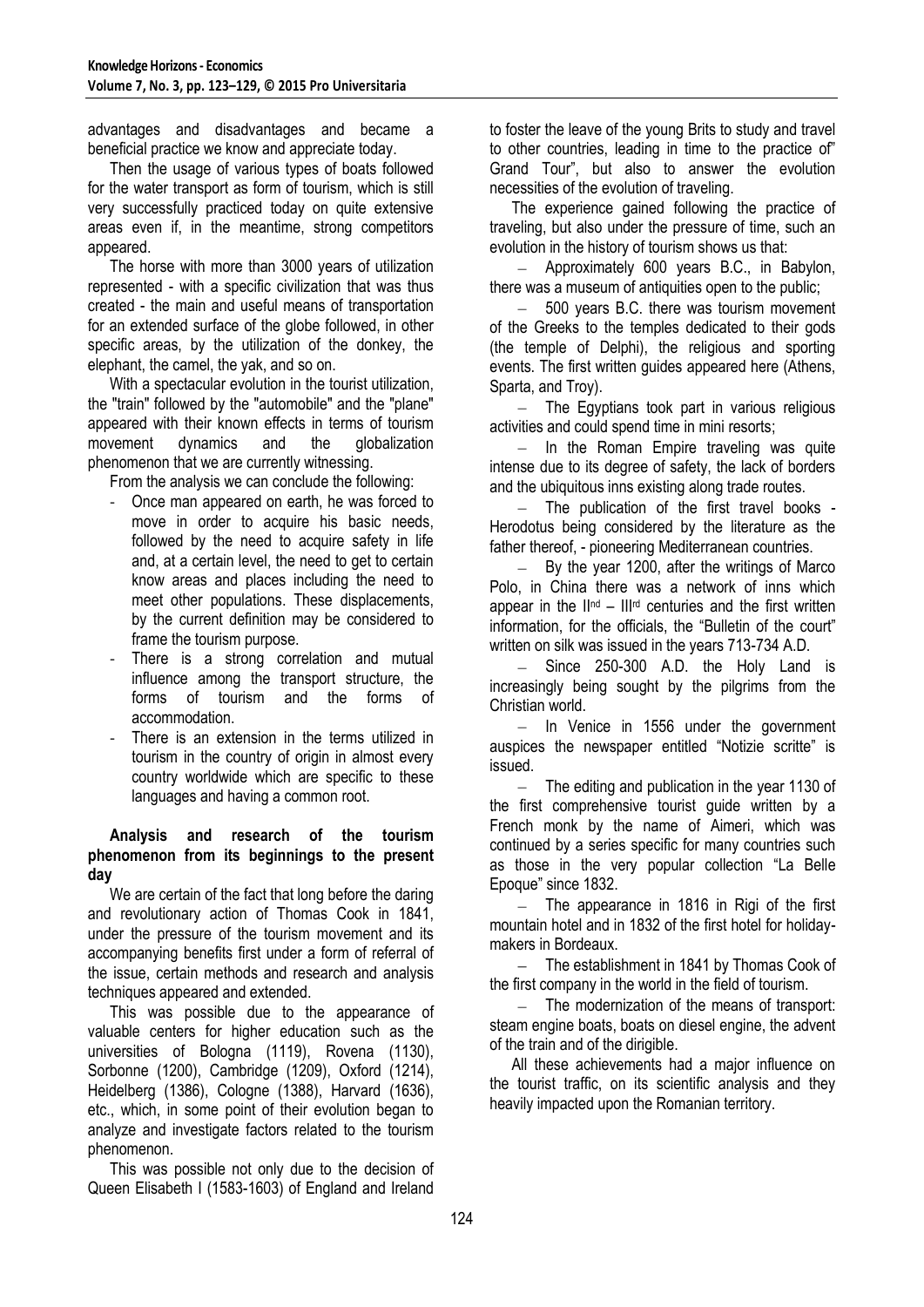advantages and disadvantages and became a beneficial practice we know and appreciate today.

Then the usage of various types of boats followed for the water transport as form of tourism, which is still very successfully practiced today on quite extensive areas even if, in the meantime, strong competitors appeared.

The horse with more than 3000 years of utilization represented - with a specific civilization that was thus created - the main and useful means of transportation for an extended surface of the globe followed, in other specific areas, by the utilization of the donkey, the elephant, the camel, the yak, and so on.

With a spectacular evolution in the tourist utilization, the "train" followed by the "automobile" and the "plane" appeared with their known effects in terms of tourism movement dynamics and the globalization phenomenon that we are currently witnessing.

From the analysis we can conclude the following:

- Once man appeared on earth, he was forced to move in order to acquire his basic needs, followed by the need to acquire safety in life and, at a certain level, the need to get to certain know areas and places including the need to meet other populations. These displacements, by the current definition may be considered to frame the tourism purpose.
- There is a strong correlation and mutual influence among the transport structure, the forms of tourism and the forms of accommodation.
- There is an extension in the terms utilized in tourism in the country of origin in almost every country worldwide which are specific to these languages and having a common root.

**Analysis and research of the tourism phenomenon from its beginnings to the present day**

We are certain of the fact that long before the daring and revolutionary action of Thomas Cook in 1841, under the pressure of the tourism movement and its accompanying benefits first under a form of referral of the issue, certain methods and research and analysis techniques appeared and extended.

This was possible due to the appearance of valuable centers for higher education such as the universities of Bologna (1119), Rovena (1130), Sorbonne (1200), Cambridge (1209), Oxford (1214), Heidelberg (1386), Cologne (1388), Harvard (1636), etc., which, in some point of their evolution began to analyze and investigate factors related to the tourism phenomenon.

This was possible not only due to the decision of Queen Elisabeth I (1583-1603) of England and Ireland to foster the leave of the young Brits to study and travel to other countries, leading in time to the practice of" Grand Tour", but also to answer the evolution necessities of the evolution of traveling.

The experience gained following the practice of traveling, but also under the pressure of time, such an evolution in the history of tourism shows us that:

- Approximately 600 years B.C., in Babylon, there was a museum of antiquities open to the public;
- 500 years B.C. there was tourism movement of the Greeks to the temples dedicated to their gods (the temple of Delphi), the religious and sporting events. The first written guides appeared here (Athens, Sparta, and Troy).
- The Egyptians took part in various religious activities and could spend time in mini resorts;
- In the Roman Empire traveling was quite intense due to its degree of safety, the lack of borders and the ubiquitous inns existing along trade routes.
- The publication of the first travel books - Herodotus being considered by the literature as the father thereof, - pioneering Mediterranean countries.
- By the year 1200, after the writings of Marco Polo, in China there was a network of inns which appear in the II[nd] – III[rd] centuries and the first written information, for the officials, the "Bulletin of the court" written on silk was issued in the years 713-734 A.D.
- Since 250-300 A.D. the Holy Land is increasingly being sought by the pilgrims from the Christian world.
- In Venice in 1556 under the government auspices the newspaper entitled "Notizie scritte" is issued.
- The editing and publication in the year 1130 of the first comprehensive tourist guide written by a French monk by the name of Aimeri, which was continued by a series specific for many countries such as those in the very popular collection "La Belle Epoque" since 1832.
- The appearance in 1816 in Rigi of the first mountain hotel and in 1832 of the first hotel for holiday-makers in Bordeaux.
- The establishment in 1841 by Thomas Cook of the first company in the world in the field of tourism.
- The modernization of the means of transport: steam engine boats, boats on diesel engine, the advent of the train and of the dirigible.

All these achievements had a major influence on the tourist traffic, on its scientific analysis and they heavily impacted upon the Romanian territory.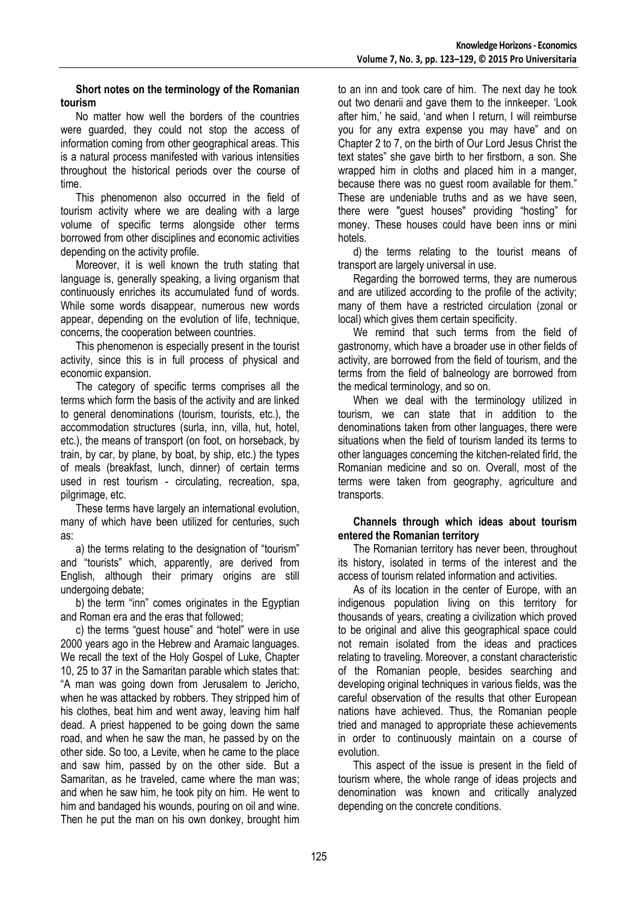**Short notes on the terminology of the Romanian tourism**

No matter how well the borders of the countries were guarded, they could not stop the access of information coming from other geographical areas. This is a natural process manifested with various intensities throughout the historical periods over the course of time.

This phenomenon also occurred in the field of tourism activity where we are dealing with a large volume of specific terms alongside other terms borrowed from other disciplines and economic activities depending on the activity profile.

Moreover, it is well known the truth stating that language is, generally speaking, a living organism that continuously enriches its accumulated fund of words. While some words disappear, numerous new words appear, depending on the evolution of life, technique, concerns, the cooperation between countries.

This phenomenon is especially present in the tourist activity, since this is in full process of physical and economic expansion.

The category of specific terms comprises all the terms which form the basis of the activity and are linked to general denominations (tourism, tourists, etc.), the accommodation structures (surla, inn, villa, hut, hotel, etc.), the means of transport (on foot, on horseback, by train, by car, by plane, by boat, by ship, etc.) the types of meals (breakfast, lunch, dinner) of certain terms used in rest tourism - circulating, recreation, spa, pilgrimage, etc.

These terms have largely an international evolution, many of which have been utilized for centuries, such as:

a) the terms relating to the designation of "tourism" and "tourists" which, apparently, are derived from English, although their primary origins are still undergoing debate;

b) the term "inn" comes originates in the Egyptian and Roman era and the eras that followed;

c) the terms "guest house" and "hotel" were in use 2000 years ago in the Hebrew and Aramaic languages. We recall the text of the Holy Gospel of Luke, Chapter 10, 25 to 37 in the Samaritan parable which states that: "A man was going down from Jerusalem to Jericho, when he was attacked by robbers. They stripped him of his clothes, beat him and went away, leaving him half dead. A priest happened to be going down the same road, and when he saw the man, he passed by on the other side. So too, a Levite, when he came to the place and saw him, passed by on the other side. But a Samaritan, as he traveled, came where the man was; and when he saw him, he took pity on him. He went to him and bandaged his wounds, pouring on oil and wine. Then he put the man on his own donkey, brought him to an inn and took care of him. The next day he took out two denarii and gave them to the innkeeper. 'Look after him,' he said, 'and when I return, I will reimburse you for any extra expense you may have" and on Chapter 2 to 7, on the birth of Our Lord Jesus Christ the text states" she gave birth to her firstborn, a son. She wrapped him in cloths and placed him in a manger, because there was no guest room available for them." These are undeniable truths and as we have seen, there were "guest houses" providing "hosting" for money. These houses could have been inns or mini hotels.

d) the terms relating to the tourist means of transport are largely universal in use.

Regarding the borrowed terms, they are numerous and are utilized according to the profile of the activity; many of them have a restricted circulation (zonal or local) which gives them certain specificity.

We remind that such terms from the field of gastronomy, which have a broader use in other fields of activity, are borrowed from the field of tourism, and the terms from the field of balneology are borrowed from the medical terminology, and so on.

When we deal with the terminology utilized in tourism, we can state that in addition to the denominations taken from other languages, there were situations when the field of tourism landed its terms to other languages concerning the kitchen-related firld, the Romanian medicine and so on. Overall, most of the terms were taken from geography, agriculture and transports.

**Channels through which ideas about tourism entered the Romanian territory**

The Romanian territory has never been, throughout its history, isolated in terms of the interest and the access of tourism related information and activities.

As of its location in the center of Europe, with an indigenous population living on this territory for thousands of years, creating a civilization which proved to be original and alive this geographical space could not remain isolated from the ideas and practices relating to traveling. Moreover, a constant characteristic of the Romanian people, besides searching and developing original techniques in various fields, was the careful observation of the results that other European nations have achieved. Thus, the Romanian people tried and managed to appropriate these achievements in order to continuously maintain on a course of evolution.

This aspect of the issue is present in the field of tourism where, the whole range of ideas projects and denomination was known and critically analyzed depending on the concrete conditions.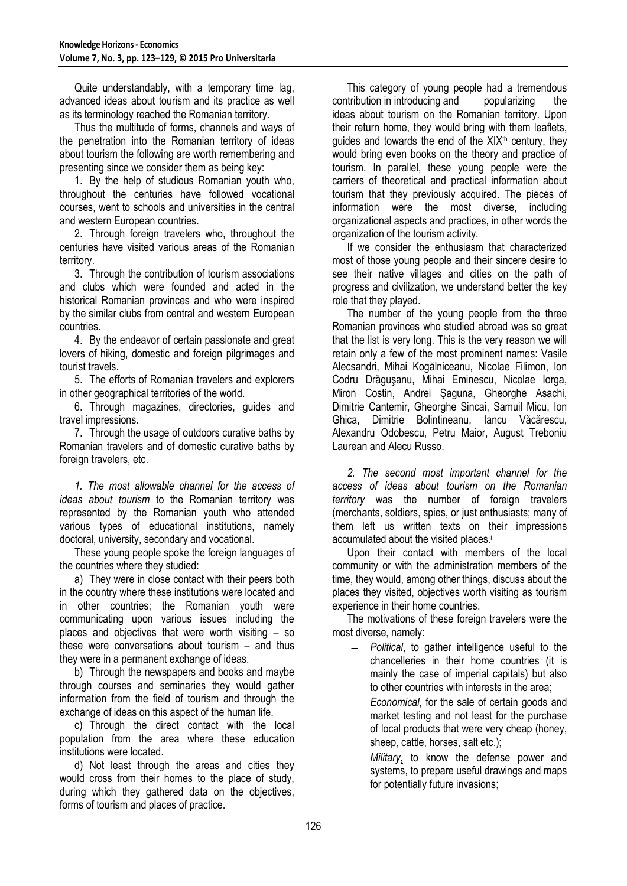Quite understandably, with a temporary time lag, advanced ideas about tourism and its practice as well as its terminology reached the Romanian territory.

Thus the multitude of forms, channels and ways of the penetration into the Romanian territory of ideas about tourism the following are worth remembering and presenting since we consider them as being key:

1. By the help of studious Romanian youth who, throughout the centuries have followed vocational courses, went to schools and universities in the central and western European countries.

2. Through foreign travelers who, throughout the centuries have visited various areas of the Romanian territory.

3. Through the contribution of tourism associations and clubs which were founded and acted in the historical Romanian provinces and who were inspired by the similar clubs from central and western European countries.

4. By the endeavor of certain passionate and great lovers of hiking, domestic and foreign pilgrimages and tourist travels.

5. The efforts of Romanian travelers and explorers in other geographical territories of the world.

6. Through magazines, directories, guides and travel impressions.

7. Through the usage of outdoors curative baths by Romanian travelers and of domestic curative baths by foreign travelers, etc.

*1. The most allowable channel for the access of ideas about tourism* to the Romanian territory was represented by the Romanian youth who attended various types of educational institutions, namely doctoral, university, secondary and vocational.

These young people spoke the foreign languages of the countries where they studied:

a) They were in close contact with their peers both in the country where these institutions were located and in other countries; the Romanian youth were communicating upon various issues including the places and objectives that were worth visiting – so these were conversations about tourism – and thus they were in a permanent exchange of ideas.

b) Through the newspapers and books and maybe through courses and seminaries they would gather information from the field of tourism and through the exchange of ideas on this aspect of the human life.

c) Through the direct contact with the local population from the area where these education institutions were located.

d) Not least through the areas and cities they would cross from their homes to the place of study, during which they gathered data on the objectives, forms of tourism and places of practice.

This category of young people had a tremendous contribution in introducing and popularizing the ideas about tourism on the Romanian territory. Upon their return home, they would bring with them leaflets, guides and towards the end of the XIX$^{th}$ century, they would bring even books on the theory and practice of tourism. In parallel, these young people were the carriers of theoretical and practical information about tourism that they previously acquired. The pieces of information were the most diverse, including organizational aspects and practices, in other words the organization of the tourism activity.

If we consider the enthusiasm that characterized most of those young people and their sincere desire to see their native villages and cities on the path of progress and civilization, we understand better the key role that they played.

The number of the young people from the three Romanian provinces who studied abroad was so great that the list is very long. This is the very reason we will retain only a few of the most prominent names: Vasile Alecsandri, Mihai Kogălniceanu, Nicolae Filimon, Ion Codru Drăguşanu, Mihai Eminescu, Nicolae Iorga, Miron Costin, Andrei Şaguna, Gheorghe Asachi, Dimitrie Cantemir, Gheorghe Sincai, Samuil Micu, Ion Ghica, Dimitrie Bolintineanu, Iancu Văcărescu, Alexandru Odobescu, Petru Maior, August Treboniu Laurean and Alecu Russo.

*2. The second most important channel for the access of ideas about tourism on the Romanian territory* was the number of foreign travelers (merchants, soldiers, spies, or just enthusiasts; many of them left us written texts on their impressions accumulated about the visited places.[i]

Upon their contact with members of the local community or with the administration members of the time, they would, among other things, discuss about the places they visited, objectives worth visiting as tourism experience in their home countries.

The motivations of these foreign travelers were the most diverse, namely:

- *Political*, to gather intelligence useful to the chancelleries in their home countries (it is mainly the case of imperial capitals) but also to other countries with interests in the area;
- *Economical*, for the sale of certain goods and market testing and not least for the purchase of local products that were very cheap (honey, sheep, cattle, horses, salt etc.);
- *Military*, to know the defense power and systems, to prepare useful drawings and maps for potentially future invasions;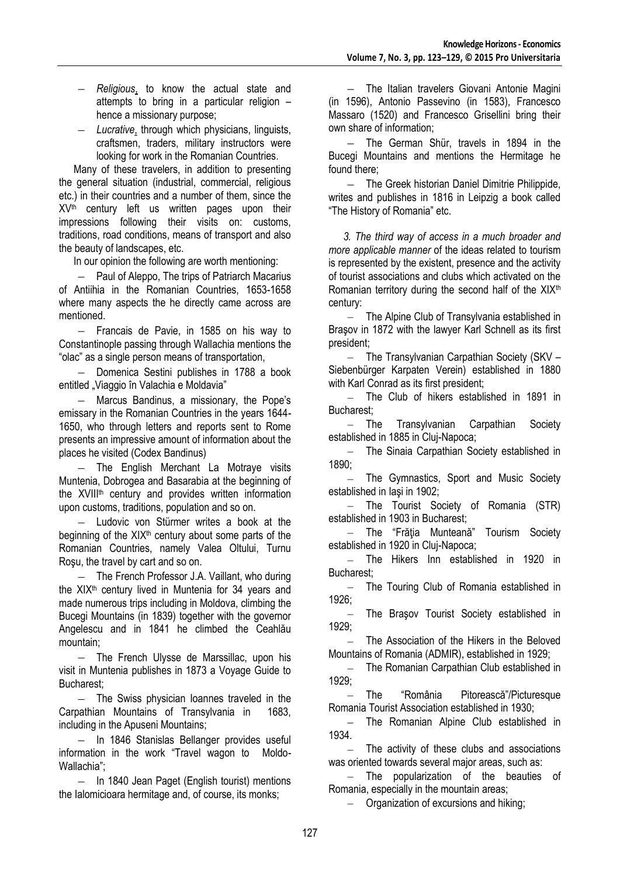- *Religious*, to know the actual state and attempts to bring in a particular religion – hence a missionary purpose;
- *Lucrative*, through which physicians, linguists, craftsmen, traders, military instructors were looking for work in the Romanian Countries.

Many of these travelers, in addition to presenting the general situation (industrial, commercial, religious etc.) in their countries and a number of them, since the XV[th] century left us written pages upon their impressions following their visits on: customs, traditions, road conditions, means of transport and also the beauty of landscapes, etc.

In our opinion the following are worth mentioning:

- Paul of Aleppo, The trips of Patriarch Macarius of Antiihia in the Romanian Countries, 1653-1658 where many aspects the he directly came across are mentioned.
- Francais de Pavie, in 1585 on his way to Constantinople passing through Wallachia mentions the "olac" as a single person means of transportation,
- Domenica Sestini publishes in 1788 a book entitled „Viaggio în Valachia e Moldavia"
- Marcus Bandinus, a missionary, the Pope's emissary in the Romanian Countries in the years 1644-1650, who through letters and reports sent to Rome presents an impressive amount of information about the places he visited (Codex Bandinus)
- The English Merchant La Motraye visits Muntenia, Dobrogea and Basarabia at the beginning of the XVIII[th] century and provides written information upon customs, traditions, population and so on.
- Ludovic von Stürmer writes a book at the beginning of the XIX[th] century about some parts of the Romanian Countries, namely Valea Oltului, Turnu Roşu, the travel by cart and so on.
- The French Professor J.A. Vaillant, who during the XIX[th] century lived in Muntenia for 34 years and made numerous trips including in Moldova, climbing the Bucegi Mountains (in 1839) together with the governor Angelescu and in 1841 he climbed the Ceahlău mountain;
- The French Ulysse de Marssillac, upon his visit in Muntenia publishes in 1873 a Voyage Guide to Bucharest;
- The Swiss physician Ioannes traveled in the Carpathian Mountains of Transylvania in 1683, including in the Apuseni Mountains;
- In 1846 Stanislas Bellanger provides useful information in the work "Travel wagon to Moldo-Wallachia";
- In 1840 Jean Paget (English tourist) mentions the Ialomicioara hermitage and, of course, its monks;
- The Italian travelers Giovani Antonie Magini (in 1596), Antonio Passevino (in 1583), Francesco Massaro (1520) and Francesco Grisellini bring their own share of information;
- The German Shür, travels in 1894 in the Bucegi Mountains and mentions the Hermitage he found there;
- The Greek historian Daniel Dimitrie Philippide, writes and publishes in 1816 in Leipzig a book called "The History of Romania" etc.

*3. The third way of access in a much broader and more applicable manner* of the ideas related to tourism is represented by the existent, presence and the activity of tourist associations and clubs which activated on the Romanian territory during the second half of the XIX[th] century:

- The Alpine Club of Transylvania established in Braşov in 1872 with the lawyer Karl Schnell as its first president;
- The Transylvanian Carpathian Society (SKV – Siebenbürger Karpaten Verein) established in 1880 with Karl Conrad as its first president;
- The Club of hikers established in 1891 in Bucharest;
- The Transylvanian Carpathian Society established in 1885 in Cluj-Napoca;
- The Sinaia Carpathian Society established in 1890;
- The Gymnastics, Sport and Music Society established in Iaşi in 1902;
- The Tourist Society of Romania (STR) established in 1903 in Bucharest;
- The "Frăţia Munteană" Tourism Society established in 1920 in Cluj-Napoca;
- The Hikers Inn established in 1920 in Bucharest;
- The Touring Club of Romania established in 1926;
- The Braşov Tourist Society established in 1929;
- The Association of the Hikers in the Beloved Mountains of Romania (ADMIR), established in 1929;
- The Romanian Carpathian Club established in 1929;
- The "România Pitorească"/Picturesque Romania Tourist Association established in 1930;
- The Romanian Alpine Club established in 1934.
- The activity of these clubs and associations was oriented towards several major areas, such as:
- The popularization of the beauties of Romania, especially in the mountain areas;
- Organization of excursions and hiking;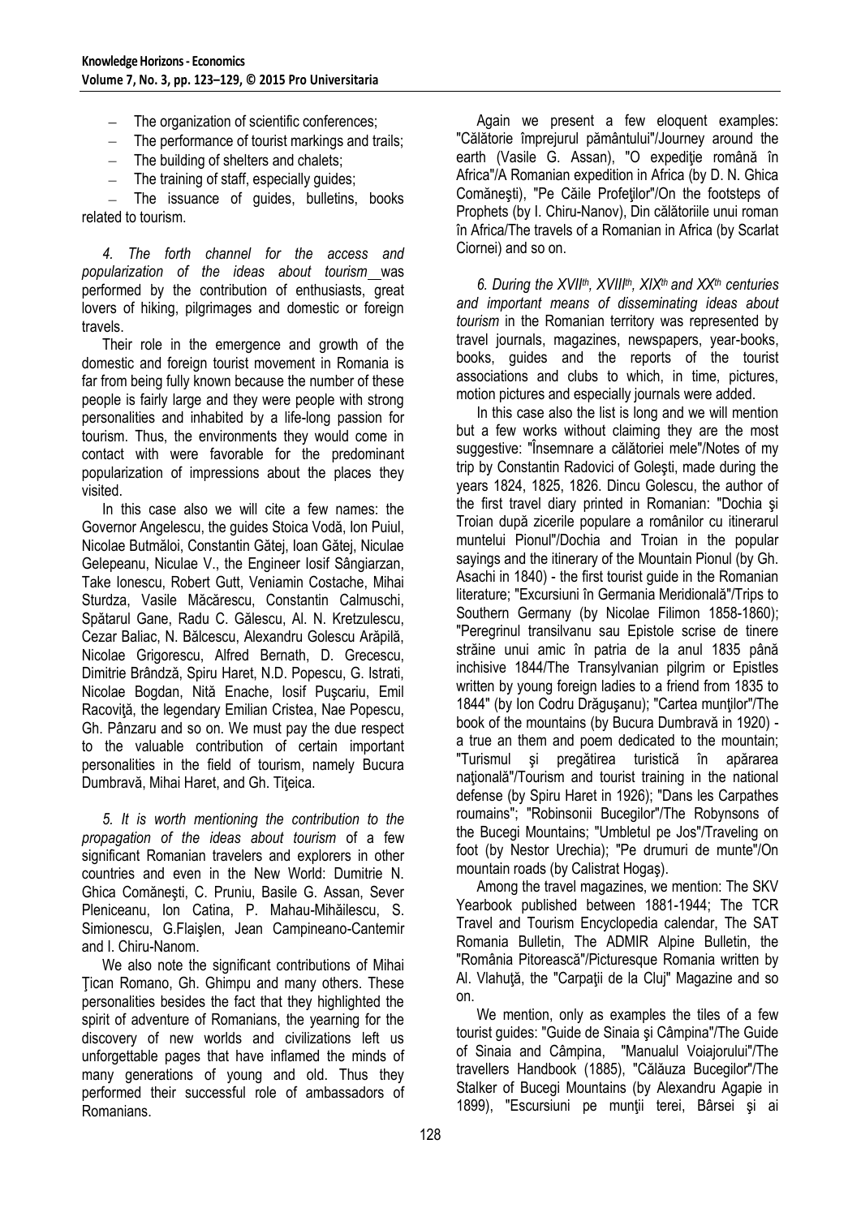- The organization of scientific conferences;
- The performance of tourist markings and trails;
- The building of shelters and chalets;
- The training of staff, especially guides;
- The issuance of guides, bulletins, books related to tourism.

*4. The forth channel for the access and popularization of the ideas about tourism* was performed by the contribution of enthusiasts, great lovers of hiking, pilgrimages and domestic or foreign travels.

Their role in the emergence and growth of the domestic and foreign tourist movement in Romania is far from being fully known because the number of these people is fairly large and they were people with strong personalities and inhabited by a life-long passion for tourism. Thus, the environments they would come in contact with were favorable for the predominant popularization of impressions about the places they visited.

In this case also we will cite a few names: the Governor Angelescu, the guides Stoica Vodă, Ion Puiul, Nicolae Butmăloi, Constantin Gătej, Ioan Gătej, Niculae Gelepeanu, Niculae V., the Engineer Iosif Sângiarzan, Take Ionescu, Robert Gutt, Veniamin Costache, Mihai Sturdza, Vasile Măcărescu, Constantin Calmuschi, Spătarul Gane, Radu C. Gălescu, Al. N. Kretzulescu, Cezar Baliac, N. Bălcescu, Alexandru Golescu Arăpilă, Nicolae Grigorescu, Alfred Bernath, D. Grecescu, Dimitrie Brândză, Spiru Haret, N.D. Popescu, G. Istrati, Nicolae Bogdan, Niță Enache, Iosif Pușcariu, Emil Racoviță, the legendary Emilian Cristea, Nae Popescu, Gh. Pânzaru and so on. We must pay the due respect to the valuable contribution of certain important personalities in the field of tourism, namely Bucura Dumbravă, Mihai Haret, and Gh. Țițeica.

*5. It is worth mentioning the contribution to the propagation of the ideas about tourism* of a few significant Romanian travelers and explorers in other countries and even in the New World: Dumitrie N. Ghica Comănești, C. Pruniu, Basile G. Assan, Sever Pleniceanu, Ion Catina, P. Mahau-Mihăilescu, S. Simionescu, G.Flaișlen, Jean Campineano-Cantemir and I. Chiru-Nanom.

We also note the significant contributions of Mihai Țican Romano, Gh. Ghimpu and many others. These personalities besides the fact that they highlighted the spirit of adventure of Romanians, the yearning for the discovery of new worlds and civilizations left us unforgettable pages that have inflamed the minds of many generations of young and old. Thus they performed their successful role of ambassadors of Romanians.

Again we present a few eloquent examples: "Călătorie împrejurul pământului"/Journey around the earth (Vasile G. Assan), "O expediție română în Africa"/A Romanian expedition in Africa (by D. N. Ghica Comănești), "Pe Căile Profeților"/On the footsteps of Prophets (by I. Chiru-Nanov), Din călătoriile unui roman în Africa/The travels of a Romanian in Africa (by Scarlat Ciornei) and so on.

*6. During the XVII[th], XVIII[th], XIX[th] and XX[th] centuries and important means of disseminating ideas about tourism* in the Romanian territory was represented by travel journals, magazines, newspapers, year-books, books, guides and the reports of the tourist associations and clubs to which, in time, pictures, motion pictures and especially journals were added.

In this case also the list is long and we will mention but a few works without claiming they are the most suggestive: "Însemnare a călătoriei mele"/Notes of my trip by Constantin Radovici of Golești, made during the years 1824, 1825, 1826. Dincu Golescu, the author of the first travel diary printed in Romanian: "Dochia și Troian după zicerile populare a românilor cu itinerarul muntelui Pionul"/Dochia and Troian in the popular sayings and the itinerary of the Mountain Pionul (by Gh. Asachi in 1840) - the first tourist guide in the Romanian literature; "Excursiuni în Germania Meridională"/Trips to Southern Germany (by Nicolae Filimon 1858-1860); "Peregrinul transilvanu sau Epistole scrise de tinere străine unui amic în patria de la anul 1835 până inchisive 1844/The Transylvanian pilgrim or Epistles written by young foreign ladies to a friend from 1835 to 1844" (by Ion Codru Drăgușanu); "Cartea munților"/The book of the mountains (by Bucura Dumbravă in 1920) - a true an them and poem dedicated to the mountain; "Turismul și pregătirea turistică în apărarea națională"/Tourism and tourist training in the national defense (by Spiru Haret in 1926); "Dans les Carpathes roumains"; "Robinsonii Bucegilor"/The Robynsons of the Bucegi Mountains; "Umbletul pe Jos"/Traveling on foot (by Nestor Urechia); "Pe drumuri de munte"/On mountain roads (by Calistrat Hogaș).

Among the travel magazines, we mention: The SKV Yearbook published between 1881-1944; The TCR Travel and Tourism Encyclopedia calendar, The SAT Romania Bulletin, The ADMIR Alpine Bulletin, the "România Pitorească"/Picturesque Romania written by Al. Vlahuță, the "Carpații de la Cluj" Magazine and so on.

We mention, only as examples the tiles of a few tourist guides: "Guide de Sinaia și Câmpina"/The Guide of Sinaia and Câmpina, "Manualul Voiajorului"/The travellers Handbook (1885), "Călăuza Bucegilor"/The Stalker of Bucegi Mountains (by Alexandru Agapie in 1899), "Escursiuni pe munții terei, Bârsei și ai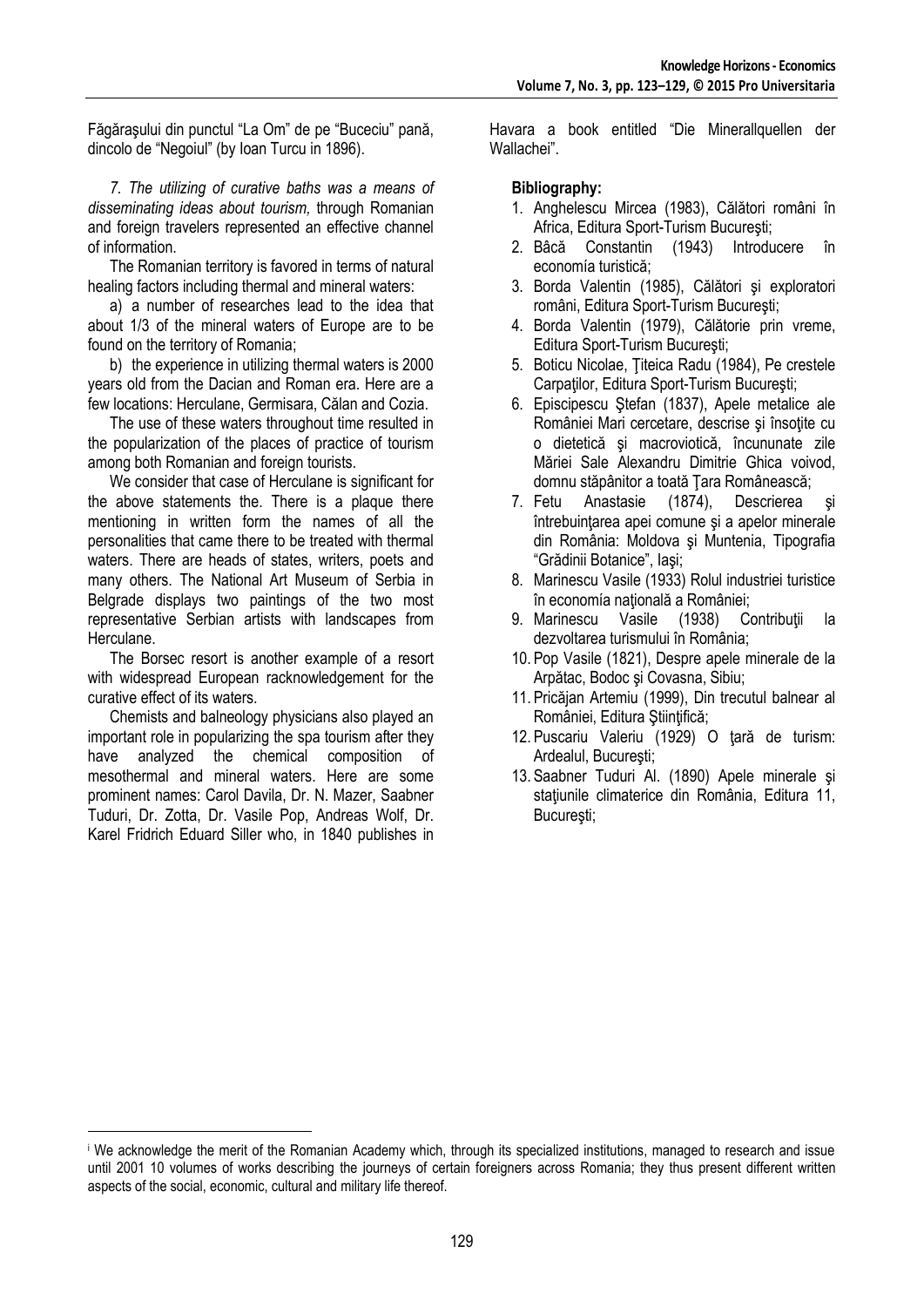Făgăraşului din punctul "La Om" de pe "Buceciu" pană, dincolo de "Negoiul" (by Ioan Turcu in 1896).

*7. The utilizing of curative baths was a means of disseminating ideas about tourism,* through Romanian and foreign travelers represented an effective channel of information.

The Romanian territory is favored in terms of natural healing factors including thermal and mineral waters:

a) a number of researches lead to the idea that about 1/3 of the mineral waters of Europe are to be found on the territory of Romania;

b) the experience in utilizing thermal waters is 2000 years old from the Dacian and Roman era. Here are a few locations: Herculane, Germisara, Călan and Cozia.

The use of these waters throughout time resulted in the popularization of the places of practice of tourism among both Romanian and foreign tourists.

We consider that case of Herculane is significant for the above statements the. There is a plaque there mentioning in written form the names of all the personalities that came there to be treated with thermal waters. There are heads of states, writers, poets and many others. The National Art Museum of Serbia in Belgrade displays two paintings of the two most representative Serbian artists with landscapes from Herculane.

The Borsec resort is another example of a resort with widespread European racknowledgement for the curative effect of its waters.

Chemists and balneology physicians also played an important role in popularizing the spa tourism after they have analyzed the chemical composition of mesothermal and mineral waters. Here are some prominent names: Carol Davila, Dr. N. Mazer, Saabner Tuduri, Dr. Zotta, Dr. Vasile Pop, Andreas Wolf, Dr. Karel Fridrich Eduard Siller who, in 1840 publishes in Havara a book entitled "Die Minerallquellen der Wallachei".

**Bibliography:**

1. Anghelescu Mircea (1983), Călători români în Africa, Editura Sport-Turism Bucureşti;
2. Bâcă Constantin (1943) Introducere în economía turistică;
3. Borda Valentin (1985), Călători şi exploratori români, Editura Sport-Turism Bucureşti;
4. Borda Valentin (1979), Călătorie prin vreme, Editura Sport-Turism Bucureşti;
5. Boticu Nicolae, Ţiteica Radu (1984), Pe crestele Carpaţilor, Editura Sport-Turism Bucureşti;
6. Episcipescu Ştefan (1837), Apele metalice ale României Mari cercetare, descrise şi însoţite cu o dietetică şi macroviotică, încununate zile Măriei Sale Alexandru Dimitrie Ghica voivod, domnu stăpânitor a toată Ţara Românească;
7. Fetu Anastasie (1874), Descrierea şi întrebuinţarea apei comune şi a apelor minerale din România: Moldova şi Muntenia, Tipografia "Grădinii Botanice", Iaşi;
8. Marinescu Vasile (1933) Rolul industriei turistice în economía naţională a României;
9. Marinescu Vasile (1938) Contribuţii la dezvoltarea turismului în România;
10. Pop Vasile (1821), Despre apele minerale de la Arpătac, Bodoc şi Covasna, Sibiu;
11. Pricăjan Artemiu (1999), Din trecutul balnear al României, Editura Ştiinţifică;
12. Puscariu Valeriu (1929) O ţară de turism: Ardealul, Bucureşti;
13. Saabner Tuduri Al. (1890) Apele minerale şi staţiunile climaterice din România, Editura 11, Bucureşti;

[i] We acknowledge the merit of the Romanian Academy which, through its specialized institutions, managed to research and issue until 2001 10 volumes of works describing the journeys of certain foreigners across Romania; they thus present different written aspects of the social, economic, cultural and military life thereof.